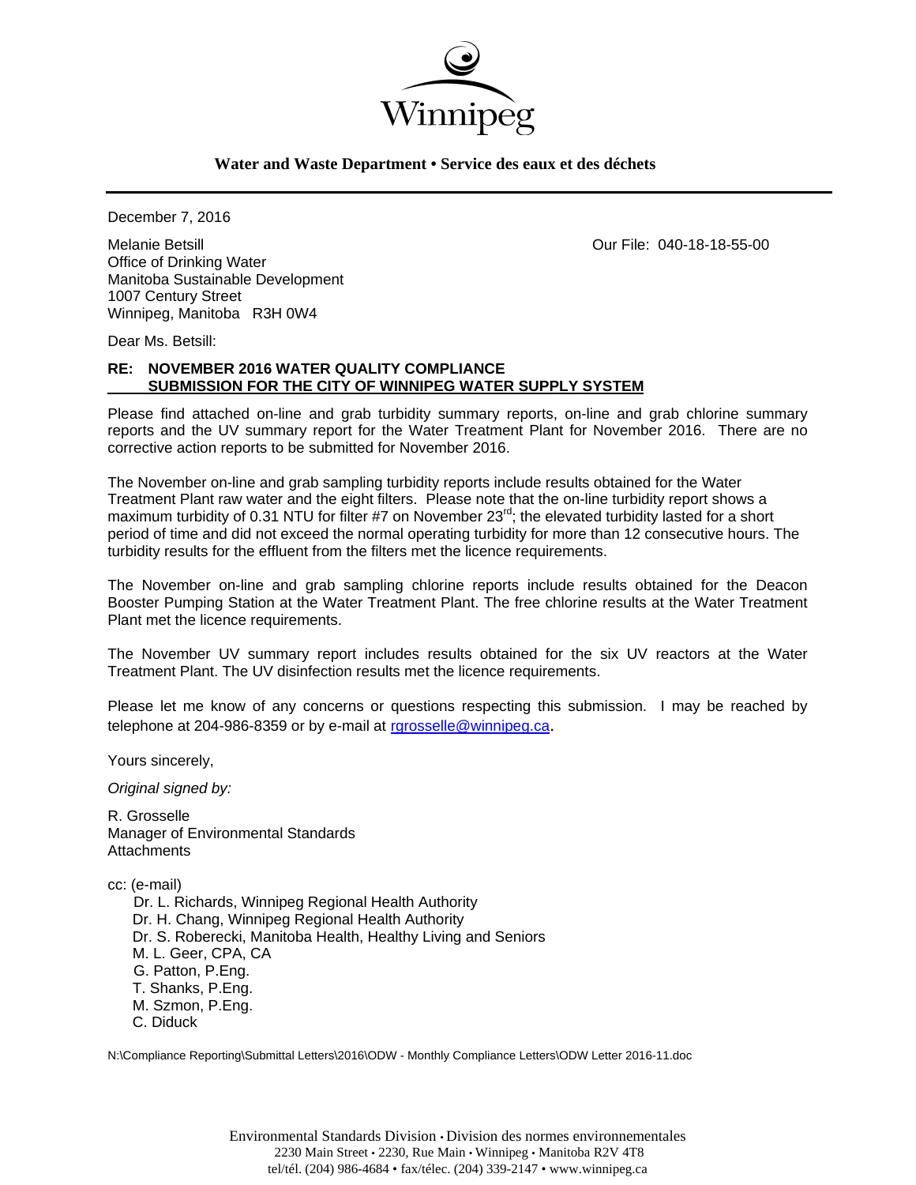Winnipeg

**Water and Waste Department • Service des eaux et des déchets**

December 7, 2016

Melanie Betsill
Office of Drinking Water
Manitoba Sustainable Development
1007 Century Street
Winnipeg, Manitoba R3H 0W4

Our File: 040-18-18-55-00

Dear Ms. Betsill:

**RE: NOVEMBER 2016 WATER QUALITY COMPLIANCE SUBMISSION FOR THE CITY OF WINNIPEG WATER SUPPLY SYSTEM**

Please find attached on-line and grab turbidity summary reports, on-line and grab chlorine summary reports and the UV summary report for the Water Treatment Plant for November 2016. There are no corrective action reports to be submitted for November 2016.

The November on-line and grab sampling turbidity reports include results obtained for the Water Treatment Plant raw water and the eight filters. Please note that the on-line turbidity report shows a maximum turbidity of 0.31 NTU for filter #7 on November 23rd; the elevated turbidity lasted for a short period of time and did not exceed the normal operating turbidity for more than 12 consecutive hours. The turbidity results for the effluent from the filters met the licence requirements.

The November on-line and grab sampling chlorine reports include results obtained for the Deacon Booster Pumping Station at the Water Treatment Plant. The free chlorine results at the Water Treatment Plant met the licence requirements.

The November UV summary report includes results obtained for the six UV reactors at the Water Treatment Plant. The UV disinfection results met the licence requirements.

Please let me know of any concerns or questions respecting this submission. I may be reached by telephone at 204-986-8359 or by e-mail at rgrosselle@winnipeg.ca.

Yours sincerely,

*Original signed by:*

R. Grosselle
Manager of Environmental Standards
Attachments

cc: (e-mail)
Dr. L. Richards, Winnipeg Regional Health Authority
Dr. H. Chang, Winnipeg Regional Health Authority
Dr. S. Roberecki, Manitoba Health, Healthy Living and Seniors
M. L. Geer, CPA, CA
G. Patton, P.Eng.
T. Shanks, P.Eng.
M. Szmon, P.Eng.
C. Diduck

N:\Compliance Reporting\Submittal Letters\2016\ODW - Monthly Compliance Letters\ODW Letter 2016-11.doc

Environmental Standards Division • Division des normes environnementales
2230 Main Street • 2230, Rue Main • Winnipeg • Manitoba R2V 4T8
tel/tél. (204) 986-4684 • fax/télec. (204) 339-2147 • www.winnipeg.ca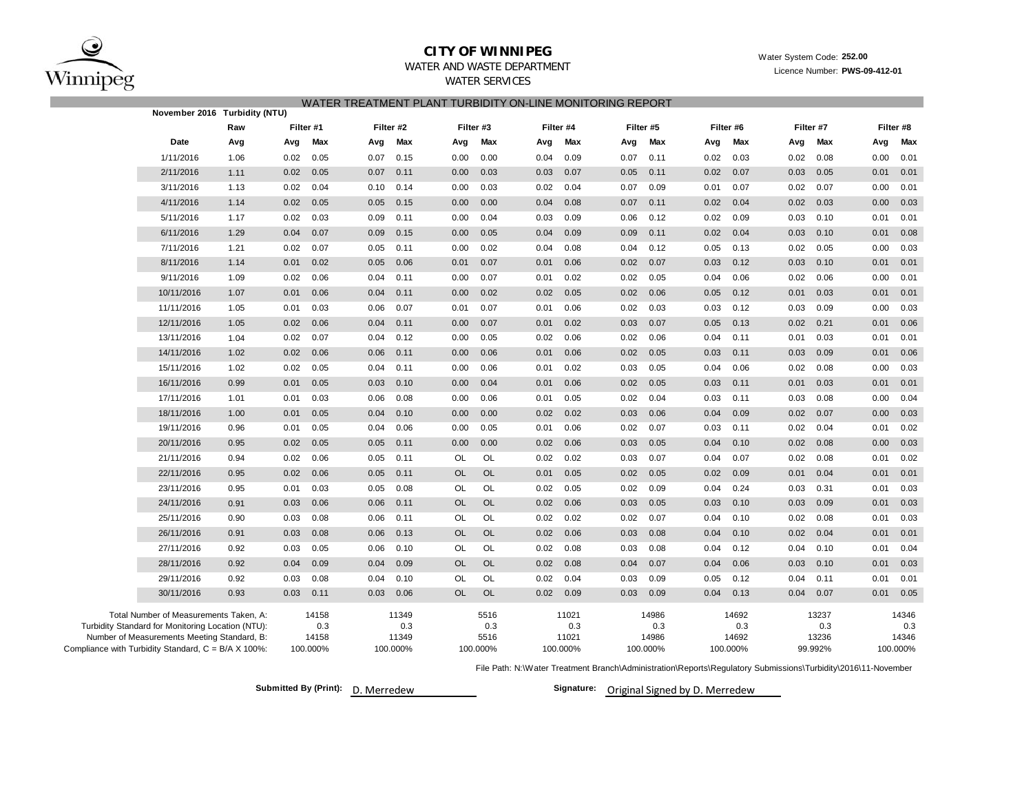# CITY OF WINNIPEG

WATER AND WASTE DEPARTMENT

WATER SERVICES

Water System Code: **252.00**

Licence Number: **PWS-09-412-01**

## WATER TREATMENT PLANT TURBIDITY ON-LINE MONITORING REPORT

**November 2016 Turbidity (NTU)**

| | Raw | Filter #1 | | Filter #2 | | Filter #3 | | Filter #4 | | Filter #5 | | Filter #6 | | Filter #7 | | Filter #8 | |
|---|---|---|---|---|---|---|---|---|---|---|---|---|---|---|---|---|---|
| **Date** | **Avg** | **Avg** | **Max** | **Avg** | **Max** | **Avg** | **Max** | **Avg** | **Max** | **Avg** | **Max** | **Avg** | **Max** | **Avg** | **Max** | **Avg** | **Max** |
| 1/11/2016 | 1.06 | 0.02 | 0.05 | 0.07 | 0.15 | 0.00 | 0.00 | 0.04 | 0.09 | 0.07 | 0.11 | 0.02 | 0.03 | 0.02 | 0.08 | 0.00 | 0.01 |
| 2/11/2016 | 1.11 | 0.02 | 0.05 | 0.07 | 0.11 | 0.00 | 0.03 | 0.03 | 0.07 | 0.05 | 0.11 | 0.02 | 0.07 | 0.03 | 0.05 | 0.01 | 0.01 |
| 3/11/2016 | 1.13 | 0.02 | 0.04 | 0.10 | 0.14 | 0.00 | 0.03 | 0.02 | 0.04 | 0.07 | 0.09 | 0.01 | 0.07 | 0.02 | 0.07 | 0.00 | 0.01 |
| 4/11/2016 | 1.14 | 0.02 | 0.05 | 0.05 | 0.15 | 0.00 | 0.00 | 0.04 | 0.08 | 0.07 | 0.11 | 0.02 | 0.04 | 0.02 | 0.03 | 0.00 | 0.03 |
| 5/11/2016 | 1.17 | 0.02 | 0.03 | 0.09 | 0.11 | 0.00 | 0.04 | 0.03 | 0.09 | 0.06 | 0.12 | 0.02 | 0.09 | 0.03 | 0.10 | 0.01 | 0.01 |
| 6/11/2016 | 1.29 | 0.04 | 0.07 | 0.09 | 0.15 | 0.00 | 0.05 | 0.04 | 0.09 | 0.09 | 0.11 | 0.02 | 0.04 | 0.03 | 0.10 | 0.01 | 0.08 |
| 7/11/2016 | 1.21 | 0.02 | 0.07 | 0.05 | 0.11 | 0.00 | 0.02 | 0.04 | 0.08 | 0.04 | 0.12 | 0.05 | 0.13 | 0.02 | 0.05 | 0.00 | 0.03 |
| 8/11/2016 | 1.14 | 0.01 | 0.02 | 0.05 | 0.06 | 0.01 | 0.07 | 0.01 | 0.06 | 0.02 | 0.07 | 0.03 | 0.12 | 0.03 | 0.10 | 0.01 | 0.01 |
| 9/11/2016 | 1.09 | 0.02 | 0.06 | 0.04 | 0.11 | 0.00 | 0.07 | 0.01 | 0.02 | 0.02 | 0.05 | 0.04 | 0.06 | 0.02 | 0.06 | 0.00 | 0.01 |
| 10/11/2016 | 1.07 | 0.01 | 0.06 | 0.04 | 0.11 | 0.00 | 0.02 | 0.02 | 0.05 | 0.02 | 0.06 | 0.05 | 0.12 | 0.01 | 0.03 | 0.01 | 0.01 |
| 11/11/2016 | 1.05 | 0.01 | 0.03 | 0.06 | 0.07 | 0.01 | 0.07 | 0.01 | 0.06 | 0.02 | 0.03 | 0.03 | 0.12 | 0.03 | 0.09 | 0.00 | 0.03 |
| 12/11/2016 | 1.05 | 0.02 | 0.06 | 0.04 | 0.11 | 0.00 | 0.07 | 0.01 | 0.02 | 0.03 | 0.07 | 0.05 | 0.13 | 0.02 | 0.21 | 0.01 | 0.06 |
| 13/11/2016 | 1.04 | 0.02 | 0.07 | 0.04 | 0.12 | 0.00 | 0.05 | 0.02 | 0.06 | 0.02 | 0.06 | 0.04 | 0.11 | 0.01 | 0.03 | 0.01 | 0.01 |
| 14/11/2016 | 1.02 | 0.02 | 0.06 | 0.06 | 0.11 | 0.00 | 0.06 | 0.01 | 0.06 | 0.02 | 0.05 | 0.03 | 0.11 | 0.03 | 0.09 | 0.01 | 0.06 |
| 15/11/2016 | 1.02 | 0.02 | 0.05 | 0.04 | 0.11 | 0.00 | 0.06 | 0.01 | 0.02 | 0.03 | 0.05 | 0.04 | 0.06 | 0.02 | 0.08 | 0.00 | 0.03 |
| 16/11/2016 | 0.99 | 0.01 | 0.05 | 0.03 | 0.10 | 0.00 | 0.04 | 0.01 | 0.06 | 0.02 | 0.05 | 0.03 | 0.11 | 0.01 | 0.03 | 0.01 | 0.01 |
| 17/11/2016 | 1.01 | 0.01 | 0.03 | 0.06 | 0.08 | 0.00 | 0.06 | 0.01 | 0.05 | 0.02 | 0.04 | 0.03 | 0.11 | 0.03 | 0.08 | 0.00 | 0.04 |
| 18/11/2016 | 1.00 | 0.01 | 0.05 | 0.04 | 0.10 | 0.00 | 0.00 | 0.02 | 0.02 | 0.03 | 0.06 | 0.04 | 0.09 | 0.02 | 0.07 | 0.00 | 0.03 |
| 19/11/2016 | 0.96 | 0.01 | 0.05 | 0.04 | 0.06 | 0.00 | 0.05 | 0.01 | 0.06 | 0.02 | 0.07 | 0.03 | 0.11 | 0.02 | 0.04 | 0.01 | 0.02 |
| 20/11/2016 | 0.95 | 0.02 | 0.05 | 0.05 | 0.11 | 0.00 | 0.00 | 0.02 | 0.06 | 0.03 | 0.05 | 0.04 | 0.10 | 0.02 | 0.08 | 0.00 | 0.03 |
| 21/11/2016 | 0.94 | 0.02 | 0.06 | 0.05 | 0.11 | OL | OL | 0.02 | 0.02 | 0.03 | 0.07 | 0.04 | 0.07 | 0.02 | 0.08 | 0.01 | 0.02 |
| 22/11/2016 | 0.95 | 0.02 | 0.06 | 0.05 | 0.11 | OL | OL | 0.01 | 0.05 | 0.02 | 0.05 | 0.02 | 0.09 | 0.01 | 0.04 | 0.01 | 0.01 |
| 23/11/2016 | 0.95 | 0.01 | 0.03 | 0.05 | 0.08 | OL | OL | 0.02 | 0.05 | 0.02 | 0.09 | 0.04 | 0.24 | 0.03 | 0.31 | 0.01 | 0.03 |
| 24/11/2016 | 0.91 | 0.03 | 0.06 | 0.06 | 0.11 | OL | OL | 0.02 | 0.06 | 0.03 | 0.05 | 0.03 | 0.10 | 0.03 | 0.09 | 0.01 | 0.03 |
| 25/11/2016 | 0.90 | 0.03 | 0.08 | 0.06 | 0.11 | OL | OL | 0.02 | 0.02 | 0.02 | 0.07 | 0.04 | 0.10 | 0.02 | 0.08 | 0.01 | 0.03 |
| 26/11/2016 | 0.91 | 0.03 | 0.08 | 0.06 | 0.13 | OL | OL | 0.02 | 0.06 | 0.03 | 0.08 | 0.04 | 0.10 | 0.02 | 0.04 | 0.01 | 0.01 |
| 27/11/2016 | 0.92 | 0.03 | 0.05 | 0.06 | 0.10 | OL | OL | 0.02 | 0.08 | 0.03 | 0.08 | 0.04 | 0.12 | 0.04 | 0.10 | 0.01 | 0.04 |
| 28/11/2016 | 0.92 | 0.04 | 0.09 | 0.04 | 0.09 | OL | OL | 0.02 | 0.08 | 0.04 | 0.07 | 0.04 | 0.06 | 0.03 | 0.10 | 0.01 | 0.03 |
| 29/11/2016 | 0.92 | 0.03 | 0.08 | 0.04 | 0.10 | OL | OL | 0.02 | 0.04 | 0.03 | 0.09 | 0.05 | 0.12 | 0.04 | 0.11 | 0.01 | 0.01 |
| 30/11/2016 | 0.93 | 0.03 | 0.11 | 0.03 | 0.06 | OL | OL | 0.02 | 0.09 | 0.03 | 0.09 | 0.04 | 0.13 | 0.04 | 0.07 | 0.01 | 0.05 |

| | Filter #1 | Filter #2 | Filter #3 | Filter #4 | Filter #5 | Filter #6 | Filter #7 | Filter #8 |
|---|---|---|---|---|---|---|---|---|
| Total Number of Measurements Taken, A: | 14158 | 11349 | 5516 | 11021 | 14986 | 14692 | 13237 | 14346 |
| Turbidity Standard for Monitoring Location (NTU): | 0.3 | 0.3 | 0.3 | 0.3 | 0.3 | 0.3 | 0.3 | 0.3 |
| Number of Measurements Meeting Standard, B: | 14158 | 11349 | 5516 | 11021 | 14986 | 14692 | 13236 | 14346 |
| Compliance with Turbidity Standard, C = B/A X 100%: | 100.000% | 100.000% | 100.000% | 100.000% | 100.000% | 100.000% | 99.992% | 100.000% |

File Path: N:\Water Treatment Branch\Administration\Reports\Regulatory Submissions\Turbidity\2016\11-November

**Submitted By (Print):** D. Merredew

**Signature:** Original Signed by D. Merredew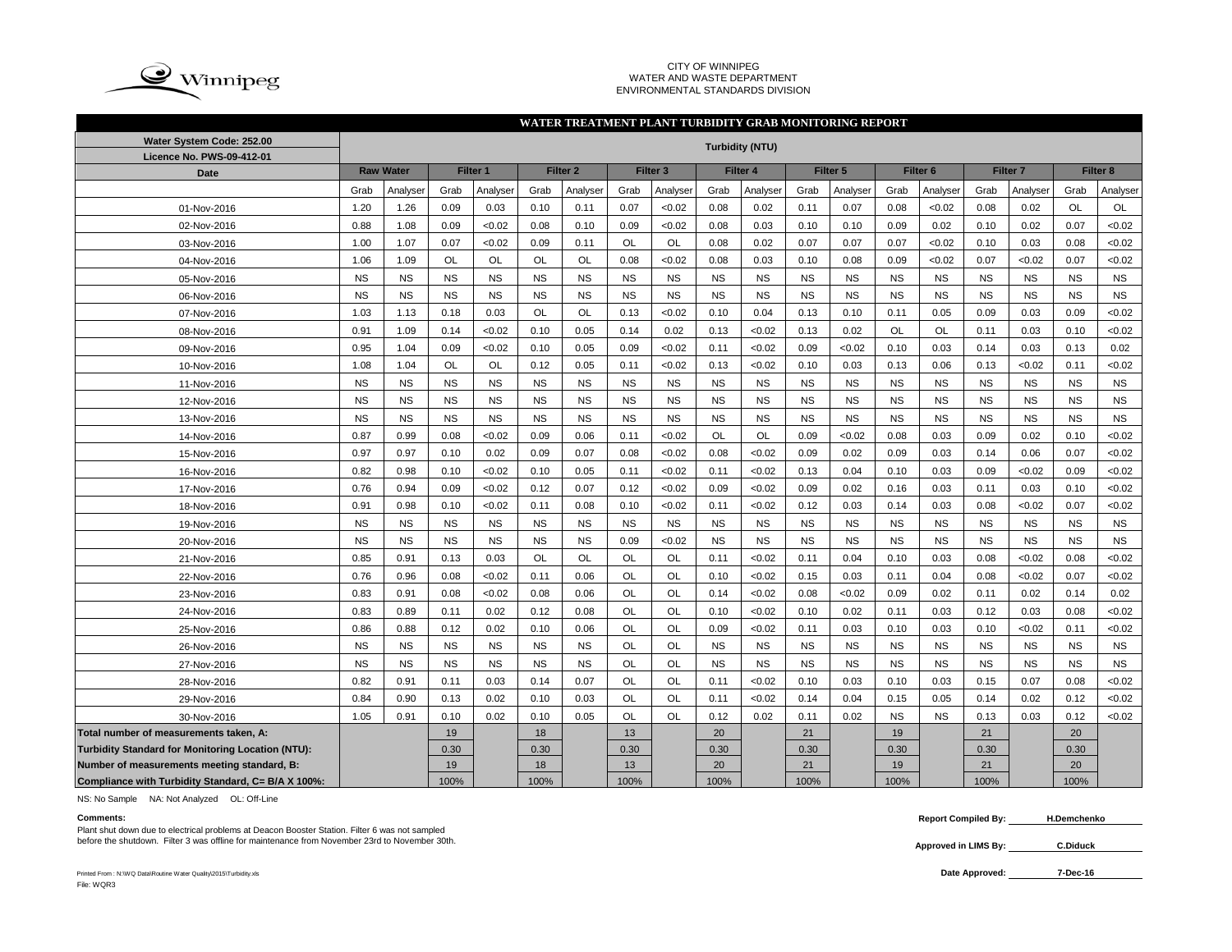CITY OF WINNIPEG
WATER AND WASTE DEPARTMENT
ENVIRONMENTAL STANDARDS DIVISION

## WATER TREATMENT PLANT TURBIDITY GRAB MONITORING REPORT

| Water System Code: 252.00 | Turbidity (NTU) | | | | | | | | | | | | | | | | | |
|---|---|---|---|---|---|---|---|---|---|---|---|---|---|---|---|---|---|---|
| **Licence No. PWS-09-412-01** | | | | | | | | | | | | | | | | | | |
| **Date** | **Raw Water** | | **Filter 1** | | **Filter 2** | | **Filter 3** | | **Filter 4** | | **Filter 5** | | **Filter 6** | | **Filter 7** | | **Filter 8** | |
| | Grab | Analyser | Grab | Analyser | Grab | Analyser | Grab | Analyser | Grab | Analyser | Grab | Analyser | Grab | Analyser | Grab | Analyser | Grab | Analyser |
| 01-Nov-2016 | 1.20 | 1.26 | 0.09 | 0.03 | 0.10 | 0.11 | 0.07 | <0.02 | 0.08 | 0.02 | 0.11 | 0.07 | 0.08 | <0.02 | 0.08 | 0.02 | OL | OL |
| 02-Nov-2016 | 0.88 | 1.08 | 0.09 | <0.02 | 0.08 | 0.10 | 0.09 | <0.02 | 0.08 | 0.03 | 0.10 | 0.10 | 0.09 | 0.02 | 0.10 | 0.02 | 0.07 | <0.02 |
| 03-Nov-2016 | 1.00 | 1.07 | 0.07 | <0.02 | 0.09 | 0.11 | OL | OL | 0.08 | 0.02 | 0.07 | 0.07 | 0.07 | <0.02 | 0.10 | 0.03 | 0.08 | <0.02 |
| 04-Nov-2016 | 1.06 | 1.09 | OL | OL | OL | OL | 0.08 | <0.02 | 0.08 | 0.03 | 0.10 | 0.08 | 0.09 | <0.02 | 0.07 | <0.02 | 0.07 | <0.02 |
| 05-Nov-2016 | NS | NS | NS | NS | NS | NS | NS | NS | NS | NS | NS | NS | NS | NS | NS | NS | NS | NS |
| 06-Nov-2016 | NS | NS | NS | NS | NS | NS | NS | NS | NS | NS | NS | NS | NS | NS | NS | NS | NS | NS |
| 07-Nov-2016 | 1.03 | 1.13 | 0.18 | 0.03 | OL | OL | 0.13 | <0.02 | 0.10 | 0.04 | 0.13 | 0.10 | 0.11 | 0.05 | 0.09 | 0.03 | 0.09 | <0.02 |
| 08-Nov-2016 | 0.91 | 1.09 | 0.14 | <0.02 | 0.10 | 0.05 | 0.14 | 0.02 | 0.13 | <0.02 | 0.13 | 0.02 | OL | OL | 0.11 | 0.03 | 0.10 | <0.02 |
| 09-Nov-2016 | 0.95 | 1.04 | 0.09 | <0.02 | 0.10 | 0.05 | 0.09 | <0.02 | 0.11 | <0.02 | 0.09 | <0.02 | 0.10 | 0.03 | 0.14 | 0.03 | 0.13 | 0.02 |
| 10-Nov-2016 | 1.08 | 1.04 | OL | OL | 0.12 | 0.05 | 0.11 | <0.02 | 0.13 | <0.02 | 0.10 | 0.03 | 0.13 | 0.06 | 0.13 | <0.02 | 0.11 | <0.02 |
| 11-Nov-2016 | NS | NS | NS | NS | NS | NS | NS | NS | NS | NS | NS | NS | NS | NS | NS | NS | NS | NS |
| 12-Nov-2016 | NS | NS | NS | NS | NS | NS | NS | NS | NS | NS | NS | NS | NS | NS | NS | NS | NS | NS |
| 13-Nov-2016 | NS | NS | NS | NS | NS | NS | NS | NS | NS | NS | NS | NS | NS | NS | NS | NS | NS | NS |
| 14-Nov-2016 | 0.87 | 0.99 | 0.08 | <0.02 | 0.09 | 0.06 | 0.11 | <0.02 | OL | OL | 0.09 | <0.02 | 0.08 | 0.03 | 0.09 | 0.02 | 0.10 | <0.02 |
| 15-Nov-2016 | 0.97 | 0.97 | 0.10 | 0.02 | 0.09 | 0.07 | 0.08 | <0.02 | 0.08 | <0.02 | 0.09 | 0.02 | 0.09 | 0.03 | 0.14 | 0.06 | 0.07 | <0.02 |
| 16-Nov-2016 | 0.82 | 0.98 | 0.10 | <0.02 | 0.10 | 0.05 | 0.11 | <0.02 | 0.11 | <0.02 | 0.13 | 0.04 | 0.10 | 0.03 | 0.09 | <0.02 | 0.09 | <0.02 |
| 17-Nov-2016 | 0.76 | 0.94 | 0.09 | <0.02 | 0.12 | 0.07 | 0.12 | <0.02 | 0.09 | <0.02 | 0.09 | 0.02 | 0.16 | 0.03 | 0.11 | 0.03 | 0.10 | <0.02 |
| 18-Nov-2016 | 0.91 | 0.98 | 0.10 | <0.02 | 0.11 | 0.08 | 0.10 | <0.02 | 0.11 | <0.02 | 0.12 | 0.03 | 0.14 | 0.03 | 0.08 | <0.02 | 0.07 | <0.02 |
| 19-Nov-2016 | NS | NS | NS | NS | NS | NS | NS | NS | NS | NS | NS | NS | NS | NS | NS | NS | NS | NS |
| 20-Nov-2016 | NS | NS | NS | NS | NS | NS | 0.09 | <0.02 | NS | NS | NS | NS | NS | NS | NS | NS | NS | NS |
| 21-Nov-2016 | 0.85 | 0.91 | 0.13 | 0.03 | OL | OL | OL | OL | 0.11 | <0.02 | 0.11 | 0.04 | 0.10 | 0.03 | 0.08 | <0.02 | 0.08 | <0.02 |
| 22-Nov-2016 | 0.76 | 0.96 | 0.08 | <0.02 | 0.11 | 0.06 | OL | OL | 0.10 | <0.02 | 0.15 | 0.03 | 0.11 | 0.04 | 0.08 | <0.02 | 0.07 | <0.02 |
| 23-Nov-2016 | 0.83 | 0.91 | 0.08 | <0.02 | 0.08 | 0.06 | OL | OL | 0.14 | <0.02 | 0.08 | <0.02 | 0.09 | 0.02 | 0.11 | 0.02 | 0.14 | 0.02 |
| 24-Nov-2016 | 0.83 | 0.89 | 0.11 | 0.02 | 0.12 | 0.08 | OL | OL | 0.10 | <0.02 | 0.10 | 0.02 | 0.11 | 0.03 | 0.12 | 0.03 | 0.08 | <0.02 |
| 25-Nov-2016 | 0.86 | 0.88 | 0.12 | 0.02 | 0.10 | 0.06 | OL | OL | 0.09 | <0.02 | 0.11 | 0.03 | 0.10 | 0.03 | 0.10 | <0.02 | 0.11 | <0.02 |
| 26-Nov-2016 | NS | NS | NS | NS | NS | NS | OL | OL | NS | NS | NS | NS | NS | NS | NS | NS | NS | NS |
| 27-Nov-2016 | NS | NS | NS | NS | NS | NS | OL | OL | NS | NS | NS | NS | NS | NS | NS | NS | NS | NS |
| 28-Nov-2016 | 0.82 | 0.91 | 0.11 | 0.03 | 0.14 | 0.07 | OL | OL | 0.11 | <0.02 | 0.10 | 0.03 | 0.10 | 0.03 | 0.15 | 0.07 | 0.08 | <0.02 |
| 29-Nov-2016 | 0.84 | 0.90 | 0.13 | 0.02 | 0.10 | 0.03 | OL | OL | 0.11 | <0.02 | 0.14 | 0.04 | 0.15 | 0.05 | 0.14 | 0.02 | 0.12 | <0.02 |
| 30-Nov-2016 | 1.05 | 0.91 | 0.10 | 0.02 | 0.10 | 0.05 | OL | OL | 0.12 | 0.02 | 0.11 | 0.02 | NS | NS | 0.13 | 0.03 | 0.12 | <0.02 |
| **Total number of measurements taken, A:** | | | 19 | | 18 | | 13 | | 20 | | 21 | | 19 | | 21 | | 20 | |
| **Turbidity Standard for Monitoring Location (NTU):** | | | 0.30 | | 0.30 | | 0.30 | | 0.30 | | 0.30 | | 0.30 | | 0.30 | | 0.30 | |
| **Number of measurements meeting standard, B:** | | | 19 | | 18 | | 13 | | 20 | | 21 | | 19 | | 21 | | 20 | |
| **Compliance with Turbidity Standard, C= B/A X 100%:** | | | 100% | | 100% | | 100% | | 100% | | 100% | | 100% | | 100% | | 100% | |

NS: No Sample NA: Not Analyzed OL: Off-Line

**Comments:**

Plant shut down due to electrical problems at Deacon Booster Station. Filter 6 was not sampled before the shutdown. Filter 3 was offline for maintenance from November 23rd to November 30th.

**Report Compiled By:** H.Demchenko

**Approved in LIMS By:** C.Diduck

**Date Approved:** 7-Dec-16

Printed From : N:\WQ Data\Routine Water Quality\2015\Turbidity.xls
File: WQR3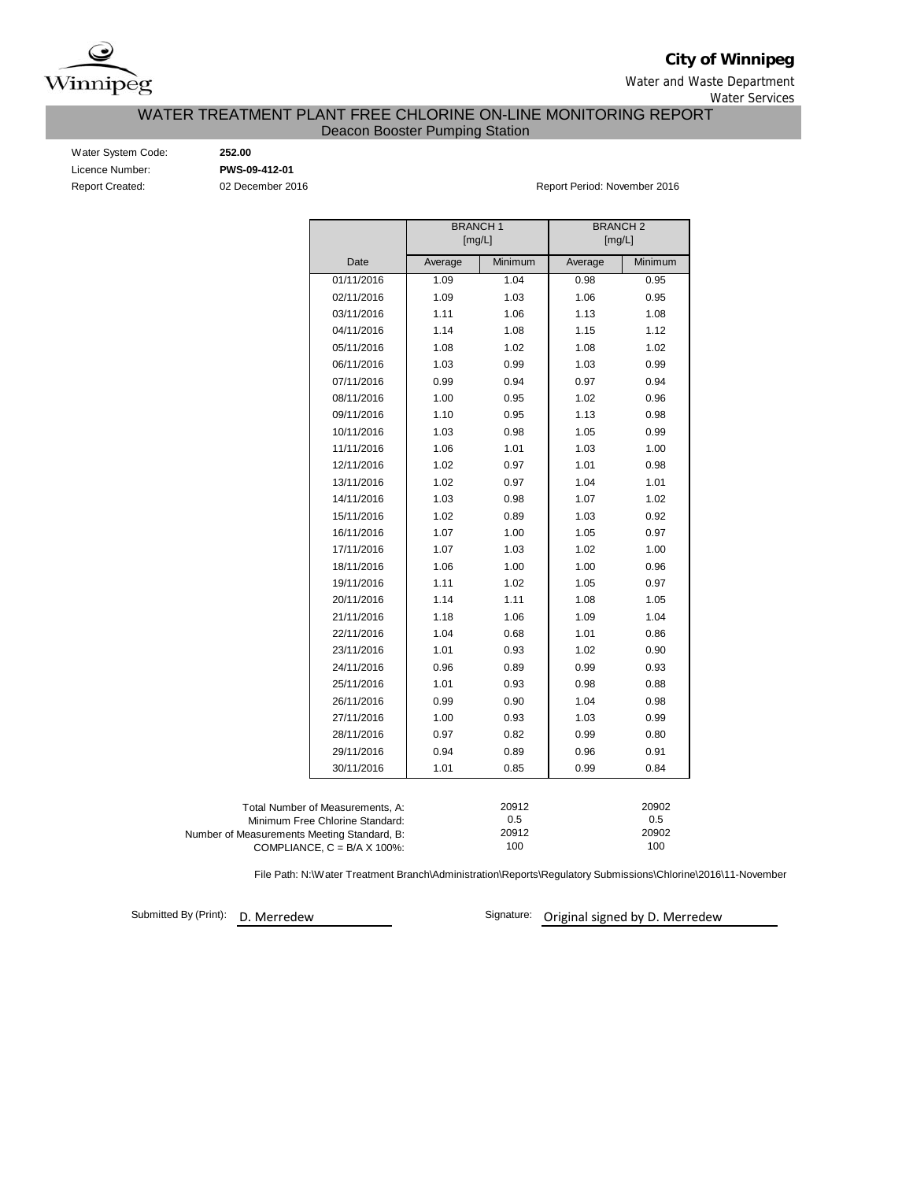**City of Winnipeg**

Water and Waste Department

Water Services

# WATER TREATMENT PLANT FREE CHLORINE ON-LINE MONITORING REPORT

## Deacon Booster Pumping Station

Water System Code: **252.00**

Licence Number: **PWS-09-412-01**

Report Created: 02 December 2016

Report Period: November 2016

| | BRANCH 1 [mg/L] | | BRANCH 2 [mg/L] | |
|---|---|---|---|---|
| Date | Average | Minimum | Average | Minimum |
| 01/11/2016 | 1.09 | 1.04 | 0.98 | 0.95 |
| 02/11/2016 | 1.09 | 1.03 | 1.06 | 0.95 |
| 03/11/2016 | 1.11 | 1.06 | 1.13 | 1.08 |
| 04/11/2016 | 1.14 | 1.08 | 1.15 | 1.12 |
| 05/11/2016 | 1.08 | 1.02 | 1.08 | 1.02 |
| 06/11/2016 | 1.03 | 0.99 | 1.03 | 0.99 |
| 07/11/2016 | 0.99 | 0.94 | 0.97 | 0.94 |
| 08/11/2016 | 1.00 | 0.95 | 1.02 | 0.96 |
| 09/11/2016 | 1.10 | 0.95 | 1.13 | 0.98 |
| 10/11/2016 | 1.03 | 0.98 | 1.05 | 0.99 |
| 11/11/2016 | 1.06 | 1.01 | 1.03 | 1.00 |
| 12/11/2016 | 1.02 | 0.97 | 1.01 | 0.98 |
| 13/11/2016 | 1.02 | 0.97 | 1.04 | 1.01 |
| 14/11/2016 | 1.03 | 0.98 | 1.07 | 1.02 |
| 15/11/2016 | 1.02 | 0.89 | 1.03 | 0.92 |
| 16/11/2016 | 1.07 | 1.00 | 1.05 | 0.97 |
| 17/11/2016 | 1.07 | 1.03 | 1.02 | 1.00 |
| 18/11/2016 | 1.06 | 1.00 | 1.00 | 0.96 |
| 19/11/2016 | 1.11 | 1.02 | 1.05 | 0.97 |
| 20/11/2016 | 1.14 | 1.11 | 1.08 | 1.05 |
| 21/11/2016 | 1.18 | 1.06 | 1.09 | 1.04 |
| 22/11/2016 | 1.04 | 0.68 | 1.01 | 0.86 |
| 23/11/2016 | 1.01 | 0.93 | 1.02 | 0.90 |
| 24/11/2016 | 0.96 | 0.89 | 0.99 | 0.93 |
| 25/11/2016 | 1.01 | 0.93 | 0.98 | 0.88 |
| 26/11/2016 | 0.99 | 0.90 | 1.04 | 0.98 |
| 27/11/2016 | 1.00 | 0.93 | 1.03 | 0.99 |
| 28/11/2016 | 0.97 | 0.82 | 0.99 | 0.80 |
| 29/11/2016 | 0.94 | 0.89 | 0.96 | 0.91 |
| 30/11/2016 | 1.01 | 0.85 | 0.99 | 0.84 |

| | Branch 1 | Branch 2 |
|---|---|---|
| Total Number of Measurements, A: | 20912 | 20902 |
| Minimum Free Chlorine Standard: | 0.5 | 0.5 |
| Number of Measurements Meeting Standard, B: | 20912 | 20902 |
| COMPLIANCE, C = B/A X 100%: | 100 | 100 |

File Path: N:\Water Treatment Branch\Administration\Reports\Regulatory Submissions\Chlorine\2016\11-November

Submitted By (Print): D. Merredew

Signature: Original signed by D. Merredew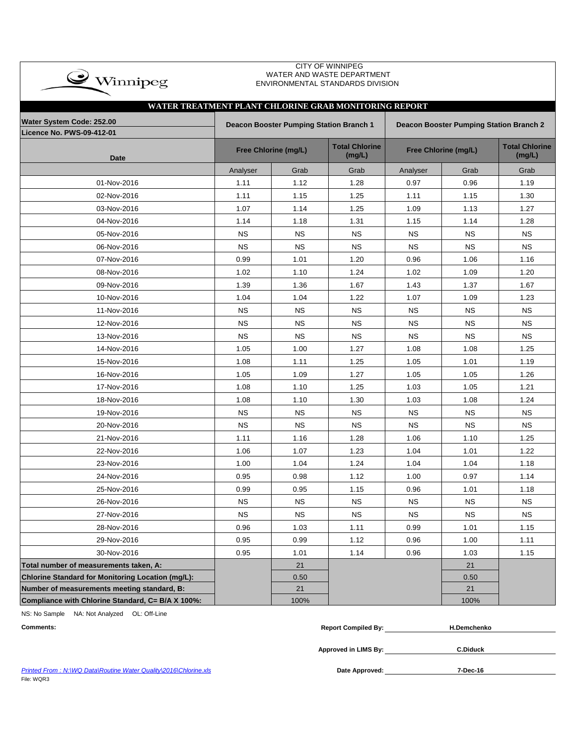CITY OF WINNIPEG
WATER AND WASTE DEPARTMENT
ENVIRONMENTAL STANDARDS DIVISION

## WATER TREATMENT PLANT CHLORINE GRAB MONITORING REPORT

**Water System Code: 252.00**
**Licence No. PWS-09-412-01**

| Date | Deacon Booster Pumping Station Branch 1 | | | Deacon Booster Pumping Station Branch 2 | | |
|---|---|---|---|---|---|---|
| | Free Chlorine (mg/L) | | Total Chlorine (mg/L) | Free Chlorine (mg/L) | | Total Chlorine (mg/L) |
| | Analyser | Grab | Grab | Analyser | Grab | Grab |
| 01-Nov-2016 | 1.11 | 1.12 | 1.28 | 0.97 | 0.96 | 1.19 |
| 02-Nov-2016 | 1.11 | 1.15 | 1.25 | 1.11 | 1.15 | 1.30 |
| 03-Nov-2016 | 1.07 | 1.14 | 1.25 | 1.09 | 1.13 | 1.27 |
| 04-Nov-2016 | 1.14 | 1.18 | 1.31 | 1.15 | 1.14 | 1.28 |
| 05-Nov-2016 | NS | NS | NS | NS | NS | NS |
| 06-Nov-2016 | NS | NS | NS | NS | NS | NS |
| 07-Nov-2016 | 0.99 | 1.01 | 1.20 | 0.96 | 1.06 | 1.16 |
| 08-Nov-2016 | 1.02 | 1.10 | 1.24 | 1.02 | 1.09 | 1.20 |
| 09-Nov-2016 | 1.39 | 1.36 | 1.67 | 1.43 | 1.37 | 1.67 |
| 10-Nov-2016 | 1.04 | 1.04 | 1.22 | 1.07 | 1.09 | 1.23 |
| 11-Nov-2016 | NS | NS | NS | NS | NS | NS |
| 12-Nov-2016 | NS | NS | NS | NS | NS | NS |
| 13-Nov-2016 | NS | NS | NS | NS | NS | NS |
| 14-Nov-2016 | 1.05 | 1.00 | 1.27 | 1.08 | 1.08 | 1.25 |
| 15-Nov-2016 | 1.08 | 1.11 | 1.25 | 1.05 | 1.01 | 1.19 |
| 16-Nov-2016 | 1.05 | 1.09 | 1.27 | 1.05 | 1.05 | 1.26 |
| 17-Nov-2016 | 1.08 | 1.10 | 1.25 | 1.03 | 1.05 | 1.21 |
| 18-Nov-2016 | 1.08 | 1.10 | 1.30 | 1.03 | 1.08 | 1.24 |
| 19-Nov-2016 | NS | NS | NS | NS | NS | NS |
| 20-Nov-2016 | NS | NS | NS | NS | NS | NS |
| 21-Nov-2016 | 1.11 | 1.16 | 1.28 | 1.06 | 1.10 | 1.25 |
| 22-Nov-2016 | 1.06 | 1.07 | 1.23 | 1.04 | 1.01 | 1.22 |
| 23-Nov-2016 | 1.00 | 1.04 | 1.24 | 1.04 | 1.04 | 1.18 |
| 24-Nov-2016 | 0.95 | 0.98 | 1.12 | 1.00 | 0.97 | 1.14 |
| 25-Nov-2016 | 0.99 | 0.95 | 1.15 | 0.96 | 1.01 | 1.18 |
| 26-Nov-2016 | NS | NS | NS | NS | NS | NS |
| 27-Nov-2016 | NS | NS | NS | NS | NS | NS |
| 28-Nov-2016 | 0.96 | 1.03 | 1.11 | 0.99 | 1.01 | 1.15 |
| 29-Nov-2016 | 0.95 | 0.99 | 1.12 | 0.96 | 1.00 | 1.11 |
| 30-Nov-2016 | 0.95 | 1.01 | 1.14 | 0.96 | 1.03 | 1.15 |
| **Total number of measurements taken, A:** | | 21 | | | 21 | |
| **Chlorine Standard for Monitoring Location (mg/L):** | | 0.50 | | | 0.50 | |
| **Number of measurements meeting standard, B:** | | 21 | | | 21 | |
| **Compliance with Chlorine Standard, C= B/A X 100%:** | | 100% | | | 100% | |

NS: No Sample NA: Not Analyzed OL: Off-Line

**Comments:**

**Report Compiled By:** H.Demchenko

**Approved in LIMS By:** C.Diduck

**Date Approved:** 7-Dec-16

*Printed From : N:\WQ Data\Routine Water Quality\2016\Chlorine.xls*
File: WQR3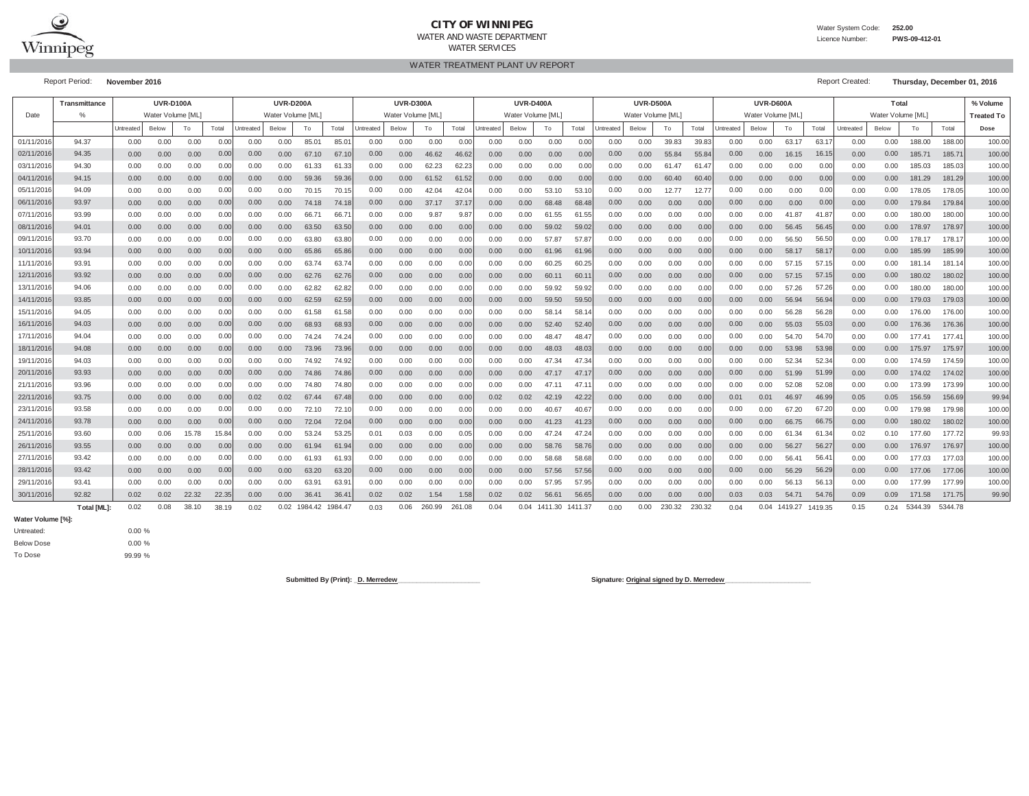**CITY OF WINNIPEG**
WATER AND WASTE DEPARTMENT
WATER SERVICES

Water System Code: **252.00**
Licence Number: **PWS-09-412-01**

WATER TREATMENT PLANT UV REPORT

Report Period: **November 2016**

Report Created: **Thursday, December 01, 2016**

| Date | Transmittance | UVR-D100A | | | | UVR-D200A | | | | UVR-D300A | | | | UVR-D400A | | | | UVR-D500A | | | | UVR-D600A | | | | Total | | | | % Volume |
|---|---|---|---|---|---|---|---|---|---|---|---|---|---|---|---|---|---|---|---|---|---|---|---|---|---|---|---|---|---|---|
| | % | Water Volume [ML] | | | | Water Volume [ML] | | | | Water Volume [ML] | | | | Water Volume [ML] | | | | Water Volume [ML] | | | | Water Volume [ML] | | | | Water Volume [ML] | | | | Treated To |
| | | Untreated | Below | To | Total | Untreated | Below | To | Total | Untreated | Below | To | Total | Untreated | Below | To | Total | Untreated | Below | To | Total | Untreated | Below | To | Total | Untreated | Below | To | Total | Dose |
| 01/11/2016 | 94.37 | 0.00 | 0.00 | 0.00 | 0.00 | 0.00 | 0.00 | 85.01 | 85.01 | 0.00 | 0.00 | 0.00 | 0.00 | 0.00 | 0.00 | 0.00 | 0.00 | 0.00 | 0.00 | 39.83 | 39.83 | 0.00 | 0.00 | 63.17 | 63.17 | 0.00 | 0.00 | 188.00 | 188.00 | 100.00 |
| 02/11/2016 | 94.35 | 0.00 | 0.00 | 0.00 | 0.00 | 0.00 | 0.00 | 67.10 | 67.10 | 0.00 | 0.00 | 46.62 | 46.62 | 0.00 | 0.00 | 0.00 | 0.00 | 0.00 | 0.00 | 55.84 | 55.84 | 0.00 | 0.00 | 16.15 | 16.15 | 0.00 | 0.00 | 185.71 | 185.71 | 100.00 |
| 03/11/2016 | 94.30 | 0.00 | 0.00 | 0.00 | 0.00 | 0.00 | 0.00 | 61.33 | 61.33 | 0.00 | 0.00 | 62.23 | 62.23 | 0.00 | 0.00 | 0.00 | 0.00 | 0.00 | 0.00 | 61.47 | 61.47 | 0.00 | 0.00 | 0.00 | 0.00 | 0.00 | 0.00 | 185.03 | 185.03 | 100.00 |
| 04/11/2016 | 94.15 | 0.00 | 0.00 | 0.00 | 0.00 | 0.00 | 0.00 | 59.36 | 59.36 | 0.00 | 0.00 | 61.52 | 61.52 | 0.00 | 0.00 | 0.00 | 0.00 | 0.00 | 0.00 | 60.40 | 60.40 | 0.00 | 0.00 | 0.00 | 0.00 | 0.00 | 0.00 | 181.29 | 181.29 | 100.00 |
| 05/11/2016 | 94.09 | 0.00 | 0.00 | 0.00 | 0.00 | 0.00 | 0.00 | 70.15 | 70.15 | 0.00 | 0.00 | 42.04 | 42.04 | 0.00 | 0.00 | 53.10 | 53.10 | 0.00 | 0.00 | 12.77 | 12.77 | 0.00 | 0.00 | 0.00 | 0.00 | 0.00 | 0.00 | 178.05 | 178.05 | 100.00 |
| 06/11/2016 | 93.97 | 0.00 | 0.00 | 0.00 | 0.00 | 0.00 | 0.00 | 74.18 | 74.18 | 0.00 | 0.00 | 37.17 | 37.17 | 0.00 | 0.00 | 68.48 | 68.48 | 0.00 | 0.00 | 0.00 | 0.00 | 0.00 | 0.00 | 0.00 | 0.00 | 0.00 | 0.00 | 179.84 | 179.84 | 100.00 |
| 07/11/2016 | 93.99 | 0.00 | 0.00 | 0.00 | 0.00 | 0.00 | 0.00 | 66.71 | 66.71 | 0.00 | 0.00 | 9.87 | 9.87 | 0.00 | 0.00 | 61.55 | 61.55 | 0.00 | 0.00 | 0.00 | 0.00 | 0.00 | 0.00 | 41.87 | 41.87 | 0.00 | 0.00 | 180.00 | 180.00 | 100.00 |
| 08/11/2016 | 94.01 | 0.00 | 0.00 | 0.00 | 0.00 | 0.00 | 0.00 | 63.50 | 63.50 | 0.00 | 0.00 | 0.00 | 0.00 | 0.00 | 0.00 | 59.02 | 59.02 | 0.00 | 0.00 | 0.00 | 0.00 | 0.00 | 0.00 | 56.45 | 56.45 | 0.00 | 0.00 | 178.97 | 178.97 | 100.00 |
| 09/11/2016 | 93.70 | 0.00 | 0.00 | 0.00 | 0.00 | 0.00 | 0.00 | 63.80 | 63.80 | 0.00 | 0.00 | 0.00 | 0.00 | 0.00 | 0.00 | 57.87 | 57.87 | 0.00 | 0.00 | 0.00 | 0.00 | 0.00 | 0.00 | 56.50 | 56.50 | 0.00 | 0.00 | 178.17 | 178.17 | 100.00 |
| 10/11/2016 | 93.94 | 0.00 | 0.00 | 0.00 | 0.00 | 0.00 | 0.00 | 65.86 | 65.86 | 0.00 | 0.00 | 0.00 | 0.00 | 0.00 | 0.00 | 61.96 | 61.96 | 0.00 | 0.00 | 0.00 | 0.00 | 0.00 | 0.00 | 58.17 | 58.17 | 0.00 | 0.00 | 185.99 | 185.99 | 100.00 |
| 11/11/2016 | 93.91 | 0.00 | 0.00 | 0.00 | 0.00 | 0.00 | 0.00 | 63.74 | 63.74 | 0.00 | 0.00 | 0.00 | 0.00 | 0.00 | 0.00 | 60.25 | 60.25 | 0.00 | 0.00 | 0.00 | 0.00 | 0.00 | 0.00 | 57.15 | 57.15 | 0.00 | 0.00 | 181.14 | 181.14 | 100.00 |
| 12/11/2016 | 93.92 | 0.00 | 0.00 | 0.00 | 0.00 | 0.00 | 0.00 | 62.76 | 62.76 | 0.00 | 0.00 | 0.00 | 0.00 | 0.00 | 0.00 | 60.11 | 60.11 | 0.00 | 0.00 | 0.00 | 0.00 | 0.00 | 0.00 | 57.15 | 57.15 | 0.00 | 0.00 | 180.02 | 180.02 | 100.00 |
| 13/11/2016 | 94.06 | 0.00 | 0.00 | 0.00 | 0.00 | 0.00 | 0.00 | 62.82 | 62.82 | 0.00 | 0.00 | 0.00 | 0.00 | 0.00 | 0.00 | 59.92 | 59.92 | 0.00 | 0.00 | 0.00 | 0.00 | 0.00 | 0.00 | 57.26 | 57.26 | 0.00 | 0.00 | 180.00 | 180.00 | 100.00 |
| 14/11/2016 | 93.85 | 0.00 | 0.00 | 0.00 | 0.00 | 0.00 | 0.00 | 62.59 | 62.59 | 0.00 | 0.00 | 0.00 | 0.00 | 0.00 | 0.00 | 59.50 | 59.50 | 0.00 | 0.00 | 0.00 | 0.00 | 0.00 | 0.00 | 56.94 | 56.94 | 0.00 | 0.00 | 179.03 | 179.03 | 100.00 |
| 15/11/2016 | 94.05 | 0.00 | 0.00 | 0.00 | 0.00 | 0.00 | 0.00 | 61.58 | 61.58 | 0.00 | 0.00 | 0.00 | 0.00 | 0.00 | 0.00 | 58.14 | 58.14 | 0.00 | 0.00 | 0.00 | 0.00 | 0.00 | 0.00 | 56.28 | 56.28 | 0.00 | 0.00 | 176.00 | 176.00 | 100.00 |
| 16/11/2016 | 94.03 | 0.00 | 0.00 | 0.00 | 0.00 | 0.00 | 0.00 | 68.93 | 68.93 | 0.00 | 0.00 | 0.00 | 0.00 | 0.00 | 0.00 | 52.40 | 52.40 | 0.00 | 0.00 | 0.00 | 0.00 | 0.00 | 0.00 | 55.03 | 55.03 | 0.00 | 0.00 | 176.36 | 176.36 | 100.00 |
| 17/11/2016 | 94.04 | 0.00 | 0.00 | 0.00 | 0.00 | 0.00 | 0.00 | 74.24 | 74.24 | 0.00 | 0.00 | 0.00 | 0.00 | 0.00 | 0.00 | 48.47 | 48.47 | 0.00 | 0.00 | 0.00 | 0.00 | 0.00 | 0.00 | 54.70 | 54.70 | 0.00 | 0.00 | 177.41 | 177.41 | 100.00 |
| 18/11/2016 | 94.08 | 0.00 | 0.00 | 0.00 | 0.00 | 0.00 | 0.00 | 73.96 | 73.96 | 0.00 | 0.00 | 0.00 | 0.00 | 0.00 | 0.00 | 48.03 | 48.03 | 0.00 | 0.00 | 0.00 | 0.00 | 0.00 | 0.00 | 53.98 | 53.98 | 0.00 | 0.00 | 175.97 | 175.97 | 100.00 |
| 19/11/2016 | 94.03 | 0.00 | 0.00 | 0.00 | 0.00 | 0.00 | 0.00 | 74.92 | 74.92 | 0.00 | 0.00 | 0.00 | 0.00 | 0.00 | 0.00 | 47.34 | 47.34 | 0.00 | 0.00 | 0.00 | 0.00 | 0.00 | 0.00 | 52.34 | 52.34 | 0.00 | 0.00 | 174.59 | 174.59 | 100.00 |
| 20/11/2016 | 93.93 | 0.00 | 0.00 | 0.00 | 0.00 | 0.00 | 0.00 | 74.86 | 74.86 | 0.00 | 0.00 | 0.00 | 0.00 | 0.00 | 0.00 | 47.17 | 47.17 | 0.00 | 0.00 | 0.00 | 0.00 | 0.00 | 0.00 | 51.99 | 51.99 | 0.00 | 0.00 | 174.02 | 174.02 | 100.00 |
| 21/11/2016 | 93.96 | 0.00 | 0.00 | 0.00 | 0.00 | 0.00 | 0.00 | 74.80 | 74.80 | 0.00 | 0.00 | 0.00 | 0.00 | 0.00 | 0.00 | 47.11 | 47.11 | 0.00 | 0.00 | 0.00 | 0.00 | 0.00 | 0.00 | 52.08 | 52.08 | 0.00 | 0.00 | 173.99 | 173.99 | 100.00 |
| 22/11/2016 | 93.75 | 0.00 | 0.00 | 0.00 | 0.00 | 0.02 | 0.02 | 67.44 | 67.48 | 0.00 | 0.00 | 0.00 | 0.00 | 0.02 | 0.02 | 42.19 | 42.22 | 0.00 | 0.00 | 0.00 | 0.00 | 0.01 | 0.01 | 46.97 | 46.99 | 0.05 | 0.05 | 156.59 | 156.69 | 99.94 |
| 23/11/2016 | 93.58 | 0.00 | 0.00 | 0.00 | 0.00 | 0.00 | 0.00 | 72.10 | 72.10 | 0.00 | 0.00 | 0.00 | 0.00 | 0.00 | 0.00 | 40.67 | 40.67 | 0.00 | 0.00 | 0.00 | 0.00 | 0.00 | 0.00 | 67.20 | 67.20 | 0.00 | 0.00 | 179.98 | 179.98 | 100.00 |
| 24/11/2016 | 93.78 | 0.00 | 0.00 | 0.00 | 0.00 | 0.00 | 0.00 | 72.04 | 72.04 | 0.00 | 0.00 | 0.00 | 0.00 | 0.00 | 0.00 | 41.23 | 41.23 | 0.00 | 0.00 | 0.00 | 0.00 | 0.00 | 0.00 | 66.75 | 66.75 | 0.00 | 0.00 | 180.02 | 180.02 | 100.00 |
| 25/11/2016 | 93.60 | 0.00 | 0.06 | 15.78 | 15.84 | 0.00 | 0.00 | 53.24 | 53.25 | 0.01 | 0.03 | 0.00 | 0.05 | 0.00 | 0.00 | 47.24 | 47.24 | 0.00 | 0.00 | 0.00 | 0.00 | 0.00 | 0.00 | 61.34 | 61.34 | 0.02 | 0.10 | 177.60 | 177.72 | 99.93 |
| 26/11/2016 | 93.55 | 0.00 | 0.00 | 0.00 | 0.00 | 0.00 | 0.00 | 61.94 | 61.94 | 0.00 | 0.00 | 0.00 | 0.00 | 0.00 | 0.00 | 58.76 | 58.76 | 0.00 | 0.00 | 0.00 | 0.00 | 0.00 | 0.00 | 56.27 | 56.27 | 0.00 | 0.00 | 176.97 | 176.97 | 100.00 |
| 27/11/2016 | 93.42 | 0.00 | 0.00 | 0.00 | 0.00 | 0.00 | 0.00 | 61.93 | 61.93 | 0.00 | 0.00 | 0.00 | 0.00 | 0.00 | 0.00 | 58.68 | 58.68 | 0.00 | 0.00 | 0.00 | 0.00 | 0.00 | 0.00 | 56.41 | 56.41 | 0.00 | 0.00 | 177.03 | 177.03 | 100.00 |
| 28/11/2016 | 93.42 | 0.00 | 0.00 | 0.00 | 0.00 | 0.00 | 0.00 | 63.20 | 63.20 | 0.00 | 0.00 | 0.00 | 0.00 | 0.00 | 0.00 | 57.56 | 57.56 | 0.00 | 0.00 | 0.00 | 0.00 | 0.00 | 0.00 | 56.29 | 56.29 | 0.00 | 0.00 | 177.06 | 177.06 | 100.00 |
| 29/11/2016 | 93.41 | 0.00 | 0.00 | 0.00 | 0.00 | 0.00 | 0.00 | 63.91 | 63.91 | 0.00 | 0.00 | 0.00 | 0.00 | 0.00 | 0.00 | 57.95 | 57.95 | 0.00 | 0.00 | 0.00 | 0.00 | 0.00 | 0.00 | 56.13 | 56.13 | 0.00 | 0.00 | 177.99 | 177.99 | 100.00 |
| 30/11/2016 | 92.82 | 0.02 | 0.02 | 22.32 | 22.35 | 0.00 | 0.00 | 36.41 | 36.41 | 0.02 | 0.02 | 1.54 | 1.58 | 0.02 | 0.02 | 56.61 | 56.65 | 0.00 | 0.00 | 0.00 | 0.00 | 0.03 | 0.03 | 54.71 | 54.76 | 0.09 | 0.09 | 171.58 | 171.75 | 99.90 |
| | **Total [ML]:** | 0.02 | 0.08 | 38.10 | 38.19 | 0.02 | 0.02 | 1984.42 | 1984.47 | 0.03 | 0.06 | 260.99 | 261.08 | 0.04 | 0.04 | 1411.30 | 1411.37 | 0.00 | 0.00 | 230.32 | 230.32 | 0.04 | 0.04 | 1419.27 | 1419.35 | 0.15 | 0.24 | 5344.39 | 5344.78 | |

**Water Volume [%]:**

Untreated: 0.00 %
Below Dose 0.00 %
To Dose 99.99 %

**Submitted By (Print): D. Merredew**

**Signature: Original signed by D. Merredew**